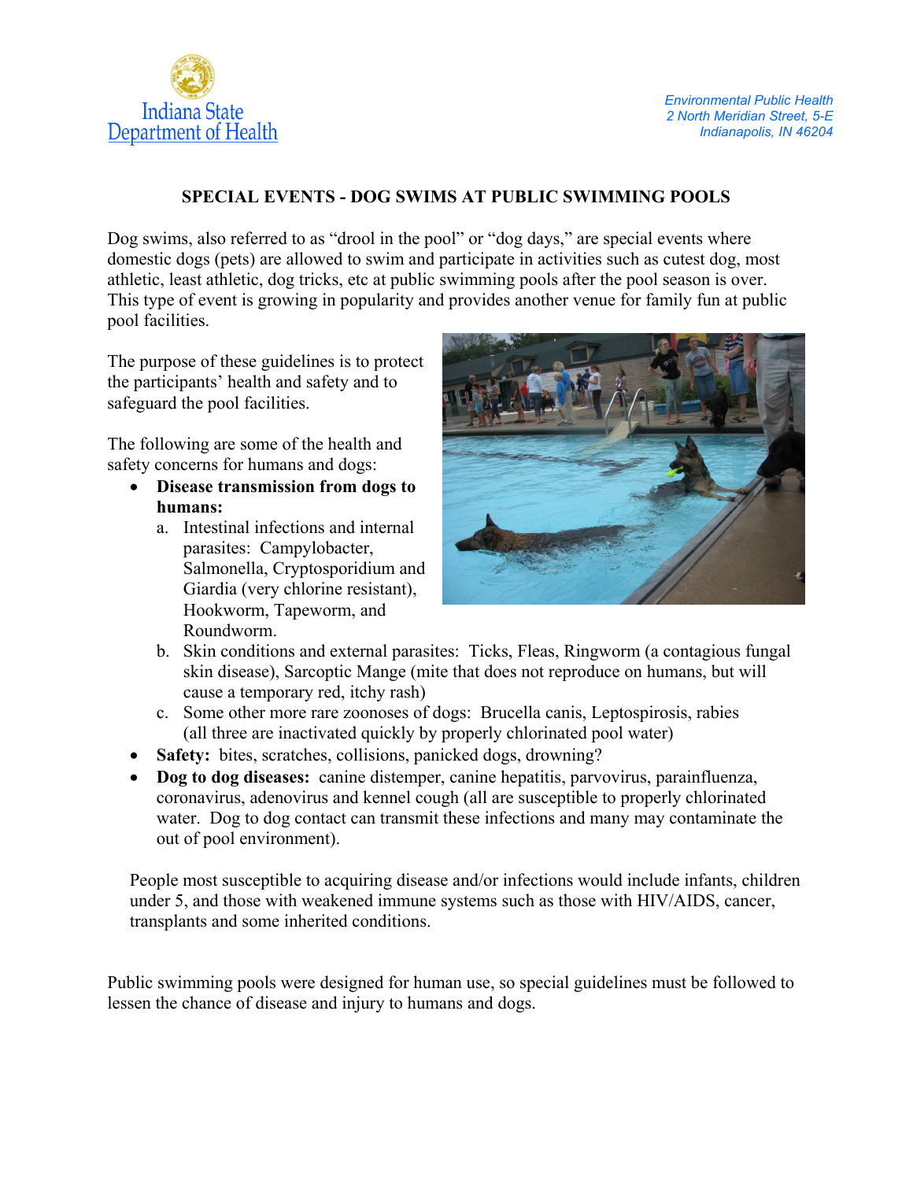Indiana State Department of Health

*Environmental Public Health*
*2 North Meridian Street, 5-E*
*Indianapolis, IN 46204*

# SPECIAL EVENTS - DOG SWIMS AT PUBLIC SWIMMING POOLS

Dog swims, also referred to as "drool in the pool" or "dog days," are special events where domestic dogs (pets) are allowed to swim and participate in activities such as cutest dog, most athletic, least athletic, dog tricks, etc at public swimming pools after the pool season is over. This type of event is growing in popularity and provides another venue for family fun at public pool facilities.

The purpose of these guidelines is to protect the participants' health and safety and to safeguard the pool facilities.

The following are some of the health and safety concerns for humans and dogs:

- **Disease transmission from dogs to humans:**
  a. Intestinal infections and internal parasites: Campylobacter, Salmonella, Cryptosporidium and Giardia (very chlorine resistant), Hookworm, Tapeworm, and Roundworm.
  b. Skin conditions and external parasites: Ticks, Fleas, Ringworm (a contagious fungal skin disease), Sarcoptic Mange (mite that does not reproduce on humans, but will cause a temporary red, itchy rash)
  c. Some other more rare zoonoses of dogs: Brucella canis, Leptospirosis, rabies (all three are inactivated quickly by properly chlorinated pool water)
- **Safety:** bites, scratches, collisions, panicked dogs, drowning?
- **Dog to dog diseases:** canine distemper, canine hepatitis, parvovirus, parainfluenza, coronavirus, adenovirus and kennel cough (all are susceptible to properly chlorinated water. Dog to dog contact can transmit these infections and many may contaminate the out of pool environment).

People most susceptible to acquiring disease and/or infections would include infants, children under 5, and those with weakened immune systems such as those with HIV/AIDS, cancer, transplants and some inherited conditions.

Public swimming pools were designed for human use, so special guidelines must be followed to lessen the chance of disease and injury to humans and dogs.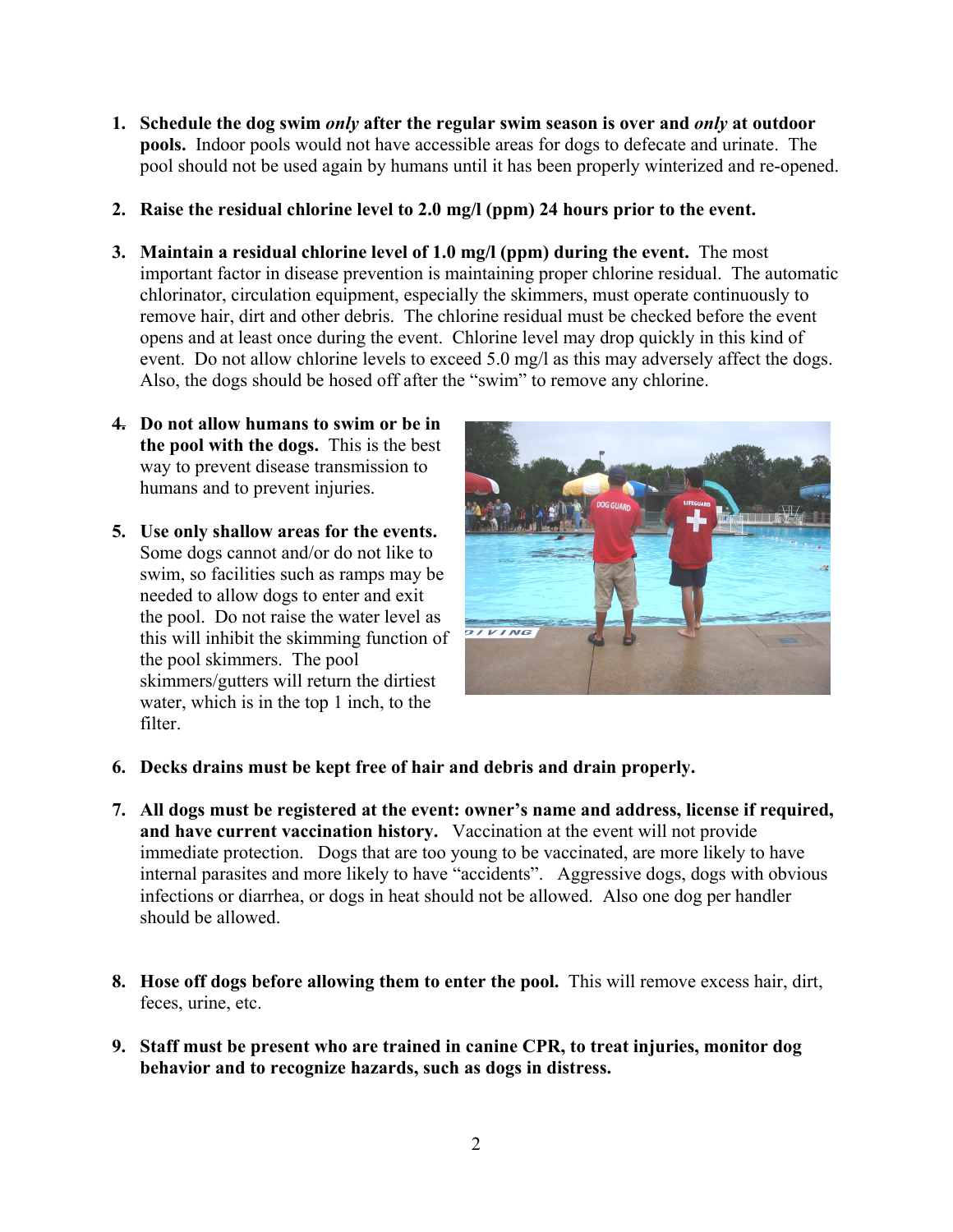1. **Schedule the dog swim *only* after the regular swim season is over and *only* at outdoor pools.** Indoor pools would not have accessible areas for dogs to defecate and urinate. The pool should not be used again by humans until it has been properly winterized and re-opened.

2. **Raise the residual chlorine level to 2.0 mg/l (ppm) 24 hours prior to the event.**

3. **Maintain a residual chlorine level of 1.0 mg/l (ppm) during the event.** The most important factor in disease prevention is maintaining proper chlorine residual. The automatic chlorinator, circulation equipment, especially the skimmers, must operate continuously to remove hair, dirt and other debris. The chlorine residual must be checked before the event opens and at least once during the event. Chlorine level may drop quickly in this kind of event. Do not allow chlorine levels to exceed 5.0 mg/l as this may adversely affect the dogs. Also, the dogs should be hosed off after the "swim" to remove any chlorine.

4. **Do not allow humans to swim or be in the pool with the dogs.** This is the best way to prevent disease transmission to humans and to prevent injuries.

5. **Use only shallow areas for the events.** Some dogs cannot and/or do not like to swim, so facilities such as ramps may be needed to allow dogs to enter and exit the pool. Do not raise the water level as this will inhibit the skimming function of the pool skimmers. The pool skimmers/gutters will return the dirtiest water, which is in the top 1 inch, to the filter.

6. **Decks drains must be kept free of hair and debris and drain properly.**

7. **All dogs must be registered at the event: owner's name and address, license if required, and have current vaccination history.** Vaccination at the event will not provide immediate protection. Dogs that are too young to be vaccinated, are more likely to have internal parasites and more likely to have "accidents". Aggressive dogs, dogs with obvious infections or diarrhea, or dogs in heat should not be allowed. Also one dog per handler should be allowed.

8. **Hose off dogs before allowing them to enter the pool.** This will remove excess hair, dirt, feces, urine, etc.

9. **Staff must be present who are trained in canine CPR, to treat injuries, monitor dog behavior and to recognize hazards, such as dogs in distress.**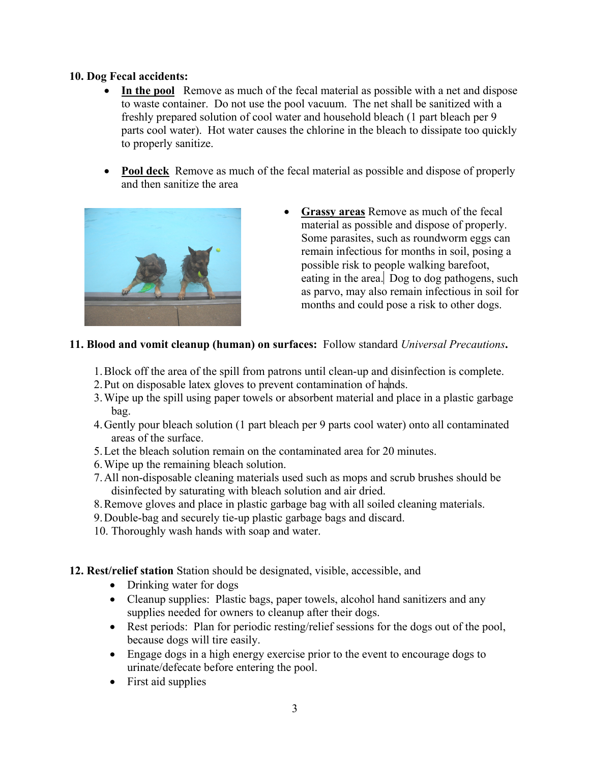**10. Dog Fecal accidents:**

- **In the pool** Remove as much of the fecal material as possible with a net and dispose to waste container. Do not use the pool vacuum. The net shall be sanitized with a freshly prepared solution of cool water and household bleach (1 part bleach per 9 parts cool water). Hot water causes the chlorine in the bleach to dissipate too quickly to properly sanitize.

- **Pool deck** Remove as much of the fecal material as possible and dispose of properly and then sanitize the area

- **Grassy areas** Remove as much of the fecal material as possible and dispose of properly. Some parasites, such as roundworm eggs can remain infectious for months in soil, posing a possible risk to people walking barefoot, eating in the area. Dog to dog pathogens, such as parvo, may also remain infectious in soil for months and could pose a risk to other dogs.

**11. Blood and vomit cleanup (human) on surfaces:** Follow standard *Universal Precautions***.**

1. Block off the area of the spill from patrons until clean-up and disinfection is complete.
2. Put on disposable latex gloves to prevent contamination of hands.
3. Wipe up the spill using paper towels or absorbent material and place in a plastic garbage bag.
4. Gently pour bleach solution (1 part bleach per 9 parts cool water) onto all contaminated areas of the surface.
5. Let the bleach solution remain on the contaminated area for 20 minutes.
6. Wipe up the remaining bleach solution.
7. All non-disposable cleaning materials used such as mops and scrub brushes should be disinfected by saturating with bleach solution and air dried.
8. Remove gloves and place in plastic garbage bag with all soiled cleaning materials.
9. Double-bag and securely tie-up plastic garbage bags and discard.
10. Thoroughly wash hands with soap and water.

**12. Rest/relief station** Station should be designated, visible, accessible, and

- Drinking water for dogs
- Cleanup supplies: Plastic bags, paper towels, alcohol hand sanitizers and any supplies needed for owners to cleanup after their dogs.
- Rest periods: Plan for periodic resting/relief sessions for the dogs out of the pool, because dogs will tire easily.
- Engage dogs in a high energy exercise prior to the event to encourage dogs to urinate/defecate before entering the pool.
- First aid supplies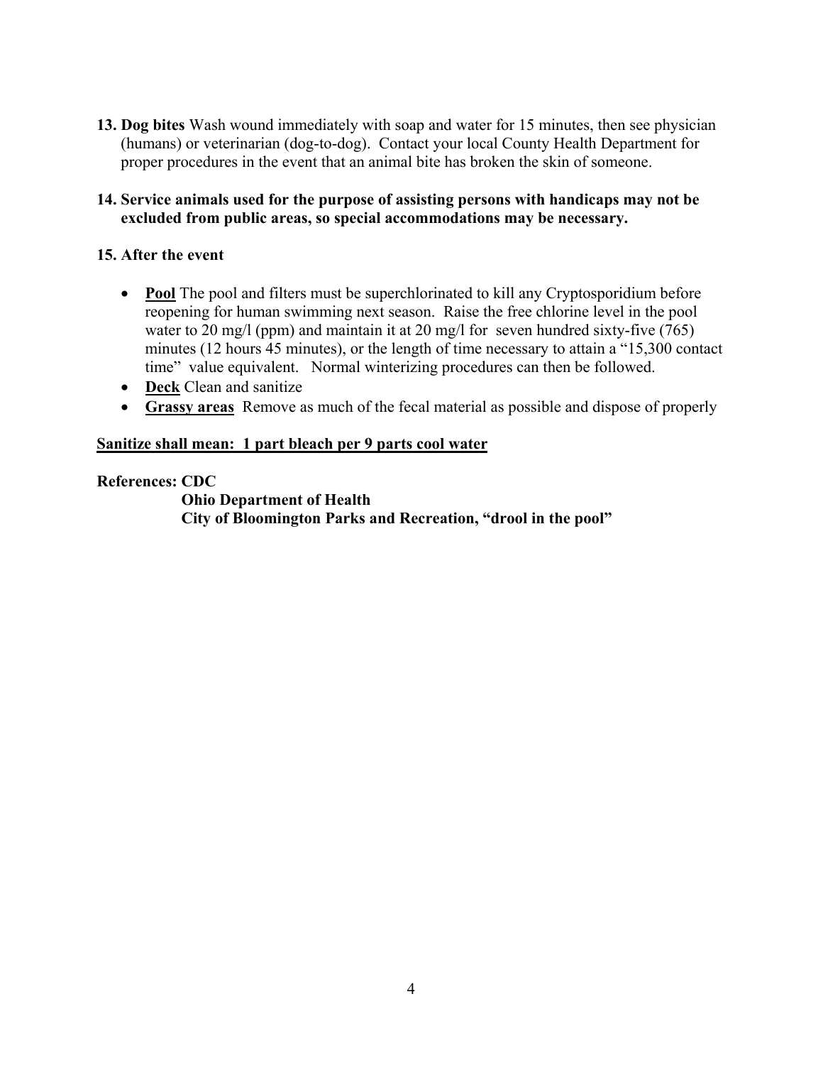13. **Dog bites** Wash wound immediately with soap and water for 15 minutes, then see physician (humans) or veterinarian (dog-to-dog). Contact your local County Health Department for proper procedures in the event that an animal bite has broken the skin of someone.

14. **Service animals used for the purpose of assisting persons with handicaps may not be excluded from public areas, so special accommodations may be necessary.**

15. **After the event**

    - **<u>Pool</u>** The pool and filters must be superchlorinated to kill any Cryptosporidium before reopening for human swimming next season. Raise the free chlorine level in the pool water to 20 mg/l (ppm) and maintain it at 20 mg/l for seven hundred sixty-five (765) minutes (12 hours 45 minutes), or the length of time necessary to attain a "15,300 contact time" value equivalent. Normal winterizing procedures can then be followed.
    - **<u>Deck</u>** Clean and sanitize
    - **<u>Grassy areas</u>** Remove as much of the fecal material as possible and dispose of properly

**<u>Sanitize shall mean: 1 part bleach per 9 parts cool water</u>**

**References: CDC**
**Ohio Department of Health**
**City of Bloomington Parks and Recreation, "drool in the pool"**